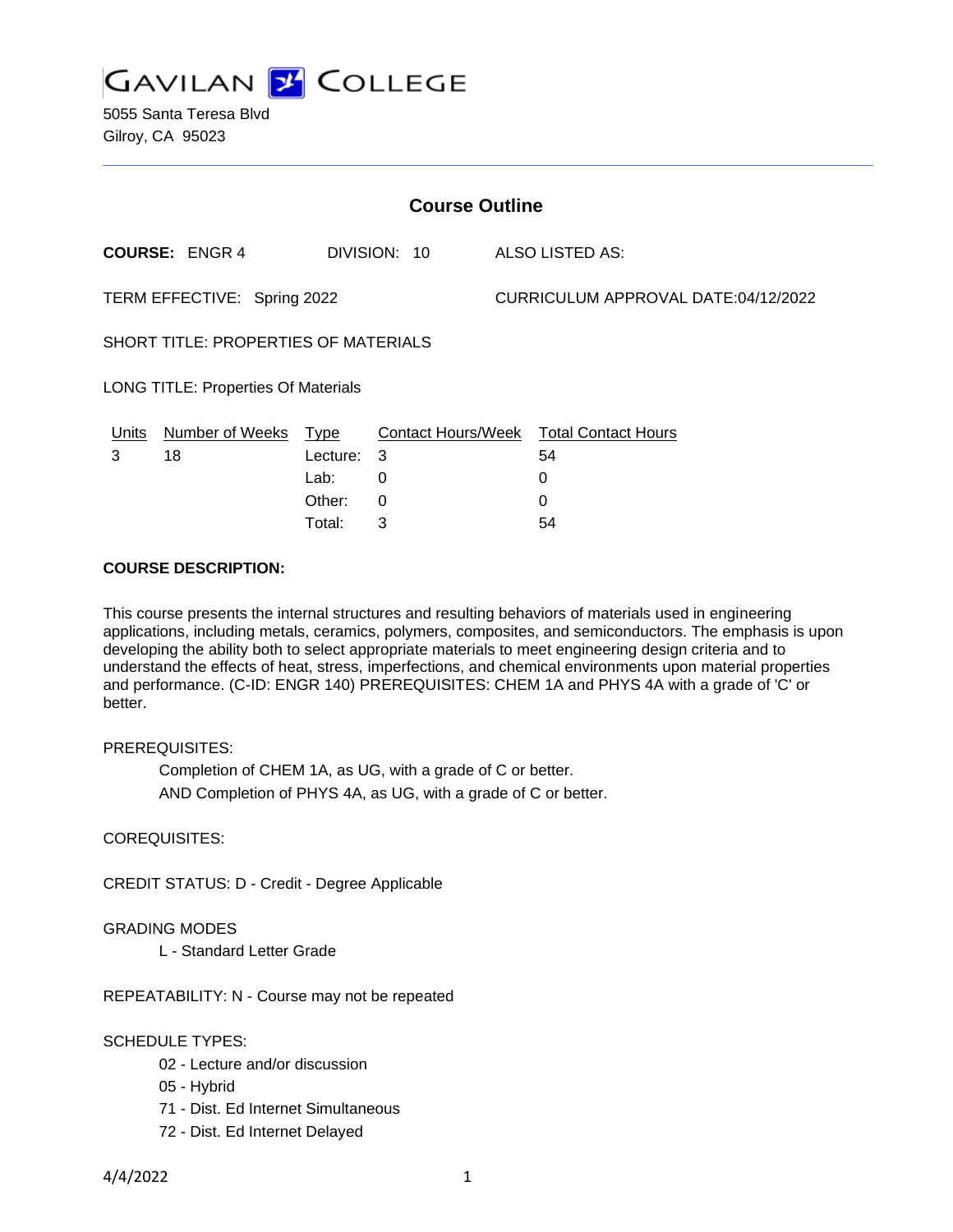# GAVILAN COLLEGE

5055 Santa Teresa Blvd
Gilroy, CA 95023

---

## Course Outline

**COURSE:** ENGR 4 DIVISION: 10 ALSO LISTED AS:

TERM EFFECTIVE: Spring 2022 CURRICULUM APPROVAL DATE:04/12/2022

SHORT TITLE: PROPERTIES OF MATERIALS

LONG TITLE: Properties Of Materials

| Units | Number of Weeks | Type | Contact Hours/Week | Total Contact Hours |
|---|---|---|---|---|
| 3 | 18 | Lecture: | 3 | 54 |
| | | Lab: | 0 | 0 |
| | | Other: | 0 | 0 |
| | | Total: | 3 | 54 |

**COURSE DESCRIPTION:**

This course presents the internal structures and resulting behaviors of materials used in engineering applications, including metals, ceramics, polymers, composites, and semiconductors. The emphasis is upon developing the ability both to select appropriate materials to meet engineering design criteria and to understand the effects of heat, stress, imperfections, and chemical environments upon material properties and performance. (C-ID: ENGR 140) PREREQUISITES: CHEM 1A and PHYS 4A with a grade of 'C' or better.

PREREQUISITES:

Completion of CHEM 1A, as UG, with a grade of C or better.
AND Completion of PHYS 4A, as UG, with a grade of C or better.

COREQUISITES:

CREDIT STATUS: D - Credit - Degree Applicable

GRADING MODES

L - Standard Letter Grade

REPEATABILITY: N - Course may not be repeated

SCHEDULE TYPES:

02 - Lecture and/or discussion
05 - Hybrid
71 - Dist. Ed Internet Simultaneous
72 - Dist. Ed Internet Delayed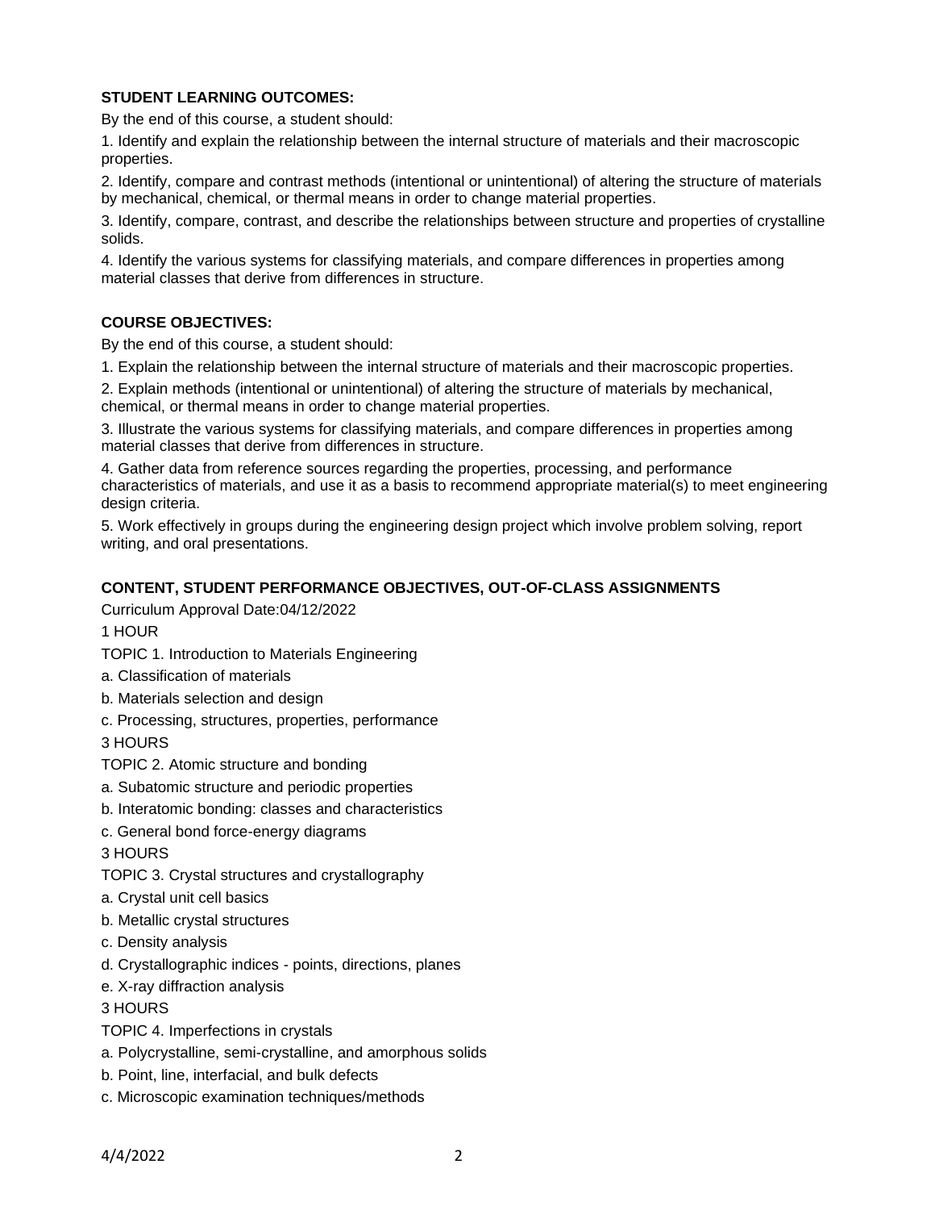**STUDENT LEARNING OUTCOMES:**

By the end of this course, a student should:

1. Identify and explain the relationship between the internal structure of materials and their macroscopic properties.

2. Identify, compare and contrast methods (intentional or unintentional) of altering the structure of materials by mechanical, chemical, or thermal means in order to change material properties.

3. Identify, compare, contrast, and describe the relationships between structure and properties of crystalline solids.

4. Identify the various systems for classifying materials, and compare differences in properties among material classes that derive from differences in structure.

**COURSE OBJECTIVES:**

By the end of this course, a student should:

1. Explain the relationship between the internal structure of materials and their macroscopic properties.

2. Explain methods (intentional or unintentional) of altering the structure of materials by mechanical, chemical, or thermal means in order to change material properties.

3. Illustrate the various systems for classifying materials, and compare differences in properties among material classes that derive from differences in structure.

4. Gather data from reference sources regarding the properties, processing, and performance characteristics of materials, and use it as a basis to recommend appropriate material(s) to meet engineering design criteria.

5. Work effectively in groups during the engineering design project which involve problem solving, report writing, and oral presentations.

**CONTENT, STUDENT PERFORMANCE OBJECTIVES, OUT-OF-CLASS ASSIGNMENTS**

Curriculum Approval Date:04/12/2022

1 HOUR

TOPIC 1. Introduction to Materials Engineering

a. Classification of materials

b. Materials selection and design

c. Processing, structures, properties, performance

3 HOURS

TOPIC 2. Atomic structure and bonding

a. Subatomic structure and periodic properties

b. Interatomic bonding: classes and characteristics

c. General bond force-energy diagrams

3 HOURS

TOPIC 3. Crystal structures and crystallography

a. Crystal unit cell basics

b. Metallic crystal structures

c. Density analysis

d. Crystallographic indices - points, directions, planes

e. X-ray diffraction analysis

3 HOURS

TOPIC 4. Imperfections in crystals

a. Polycrystalline, semi-crystalline, and amorphous solids

b. Point, line, interfacial, and bulk defects

c. Microscopic examination techniques/methods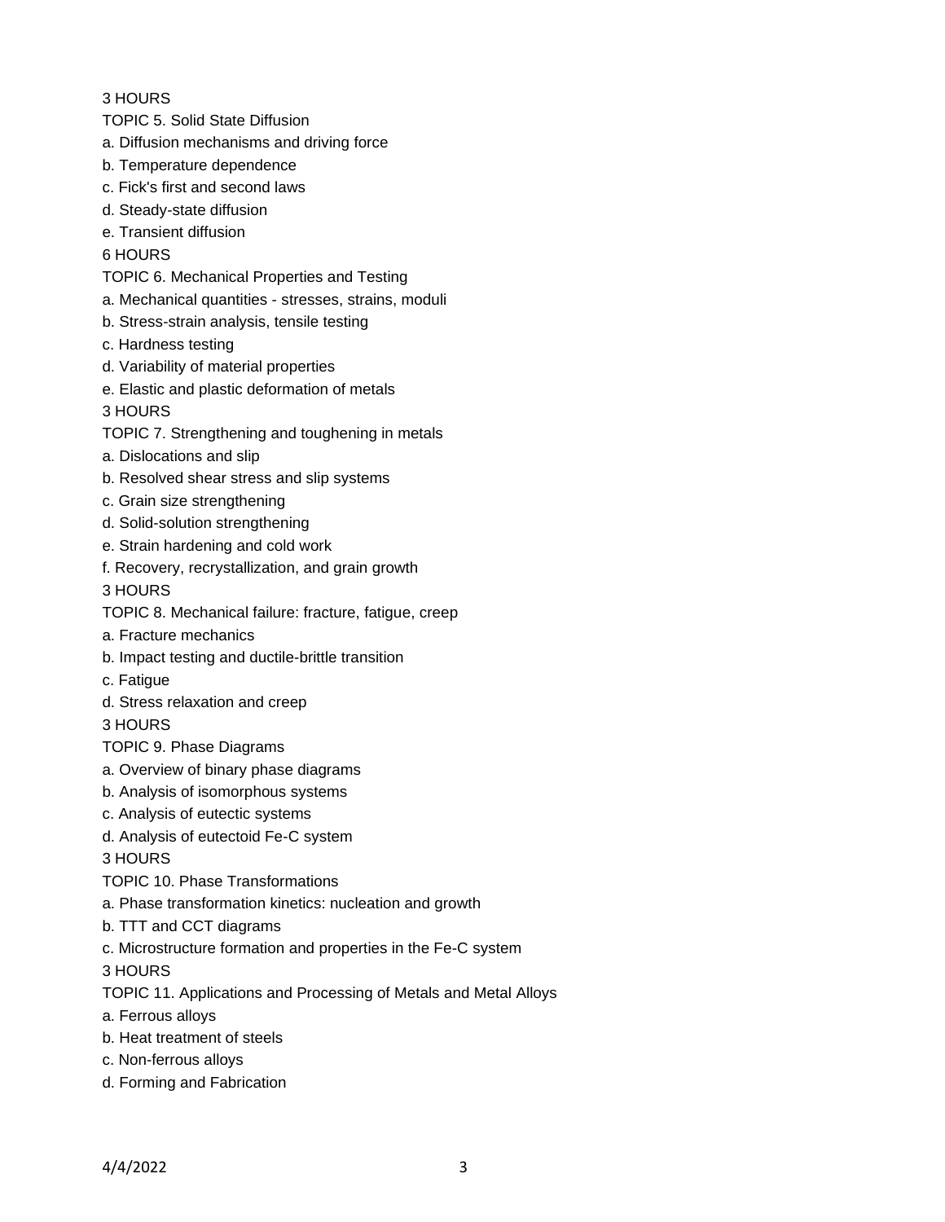3 HOURS

TOPIC 5. Solid State Diffusion

a. Diffusion mechanisms and driving force

b. Temperature dependence

c. Fick's first and second laws

d. Steady-state diffusion

e. Transient diffusion

6 HOURS

TOPIC 6. Mechanical Properties and Testing

a. Mechanical quantities - stresses, strains, moduli

b. Stress-strain analysis, tensile testing

c. Hardness testing

d. Variability of material properties

e. Elastic and plastic deformation of metals

3 HOURS

TOPIC 7. Strengthening and toughening in metals

a. Dislocations and slip

b. Resolved shear stress and slip systems

c. Grain size strengthening

d. Solid-solution strengthening

e. Strain hardening and cold work

f. Recovery, recrystallization, and grain growth

3 HOURS

TOPIC 8. Mechanical failure: fracture, fatigue, creep

a. Fracture mechanics

b. Impact testing and ductile-brittle transition

c. Fatigue

d. Stress relaxation and creep

3 HOURS

TOPIC 9. Phase Diagrams

a. Overview of binary phase diagrams

b. Analysis of isomorphous systems

c. Analysis of eutectic systems

d. Analysis of eutectoid Fe-C system

3 HOURS

TOPIC 10. Phase Transformations

a. Phase transformation kinetics: nucleation and growth

b. TTT and CCT diagrams

c. Microstructure formation and properties in the Fe-C system

3 HOURS

TOPIC 11. Applications and Processing of Metals and Metal Alloys

a. Ferrous alloys

b. Heat treatment of steels

c. Non-ferrous alloys

d. Forming and Fabrication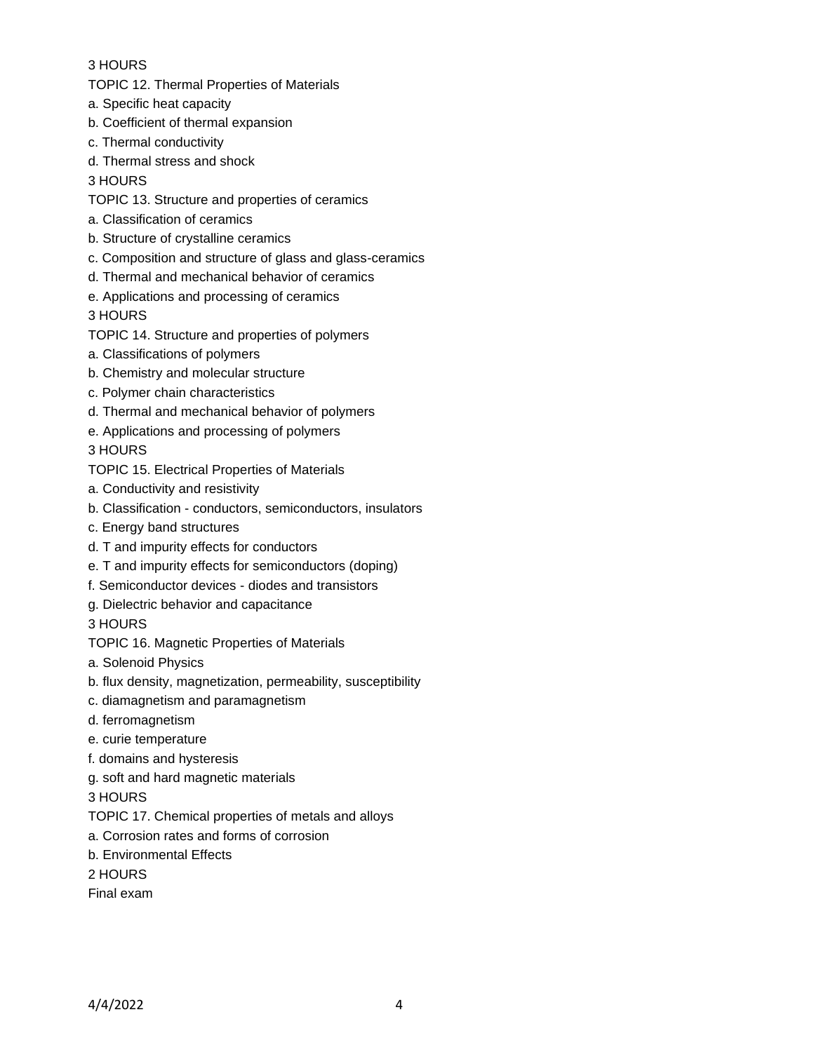3 HOURS

TOPIC 12. Thermal Properties of Materials

a. Specific heat capacity

b. Coefficient of thermal expansion

c. Thermal conductivity

d. Thermal stress and shock

3 HOURS

TOPIC 13. Structure and properties of ceramics

a. Classification of ceramics

b. Structure of crystalline ceramics

c. Composition and structure of glass and glass-ceramics

d. Thermal and mechanical behavior of ceramics

e. Applications and processing of ceramics

3 HOURS

TOPIC 14. Structure and properties of polymers

a. Classifications of polymers

b. Chemistry and molecular structure

c. Polymer chain characteristics

d. Thermal and mechanical behavior of polymers

e. Applications and processing of polymers

3 HOURS

TOPIC 15. Electrical Properties of Materials

a. Conductivity and resistivity

b. Classification - conductors, semiconductors, insulators

c. Energy band structures

d. T and impurity effects for conductors

e. T and impurity effects for semiconductors (doping)

f. Semiconductor devices - diodes and transistors

g. Dielectric behavior and capacitance

3 HOURS

TOPIC 16. Magnetic Properties of Materials

a. Solenoid Physics

b. flux density, magnetization, permeability, susceptibility

c. diamagnetism and paramagnetism

d. ferromagnetism

e. curie temperature

f. domains and hysteresis

g. soft and hard magnetic materials

3 HOURS

TOPIC 17. Chemical properties of metals and alloys

a. Corrosion rates and forms of corrosion

b. Environmental Effects

2 HOURS

Final exam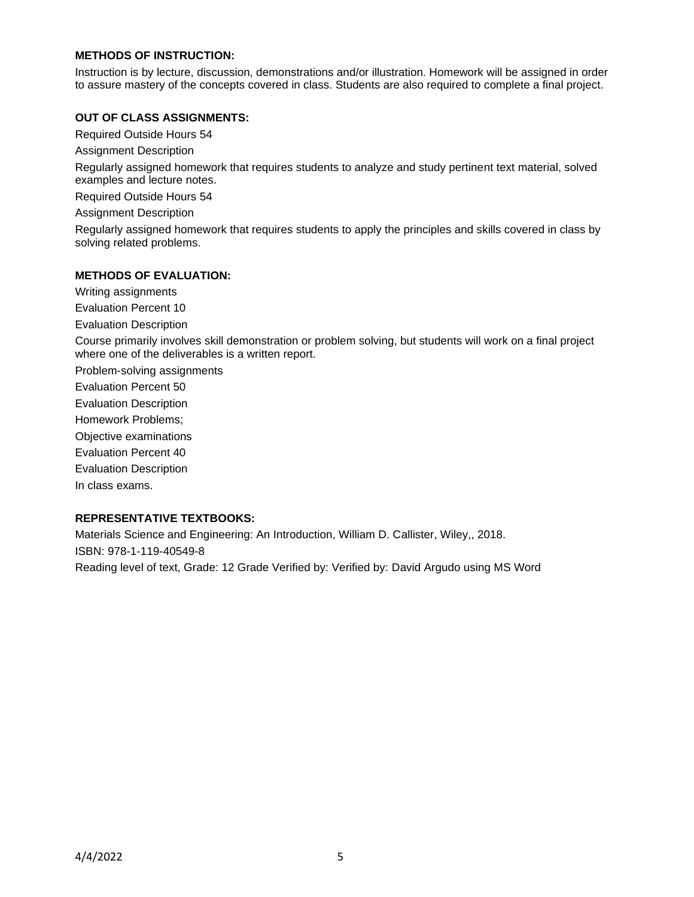**METHODS OF INSTRUCTION:**

Instruction is by lecture, discussion, demonstrations and/or illustration. Homework will be assigned in order to assure mastery of the concepts covered in class. Students are also required to complete a final project.

**OUT OF CLASS ASSIGNMENTS:**

Required Outside Hours 54

Assignment Description

Regularly assigned homework that requires students to analyze and study pertinent text material, solved examples and lecture notes.

Required Outside Hours 54

Assignment Description

Regularly assigned homework that requires students to apply the principles and skills covered in class by solving related problems.

**METHODS OF EVALUATION:**

Writing assignments

Evaluation Percent 10

Evaluation Description

Course primarily involves skill demonstration or problem solving, but students will work on a final project where one of the deliverables is a written report.

Problem-solving assignments

Evaluation Percent 50

Evaluation Description

Homework Problems;

Objective examinations

Evaluation Percent 40

Evaluation Description

In class exams.

**REPRESENTATIVE TEXTBOOKS:**

Materials Science and Engineering: An Introduction, William D. Callister, Wiley,, 2018.

ISBN: 978-1-119-40549-8

Reading level of text, Grade: 12 Grade Verified by: Verified by: David Argudo using MS Word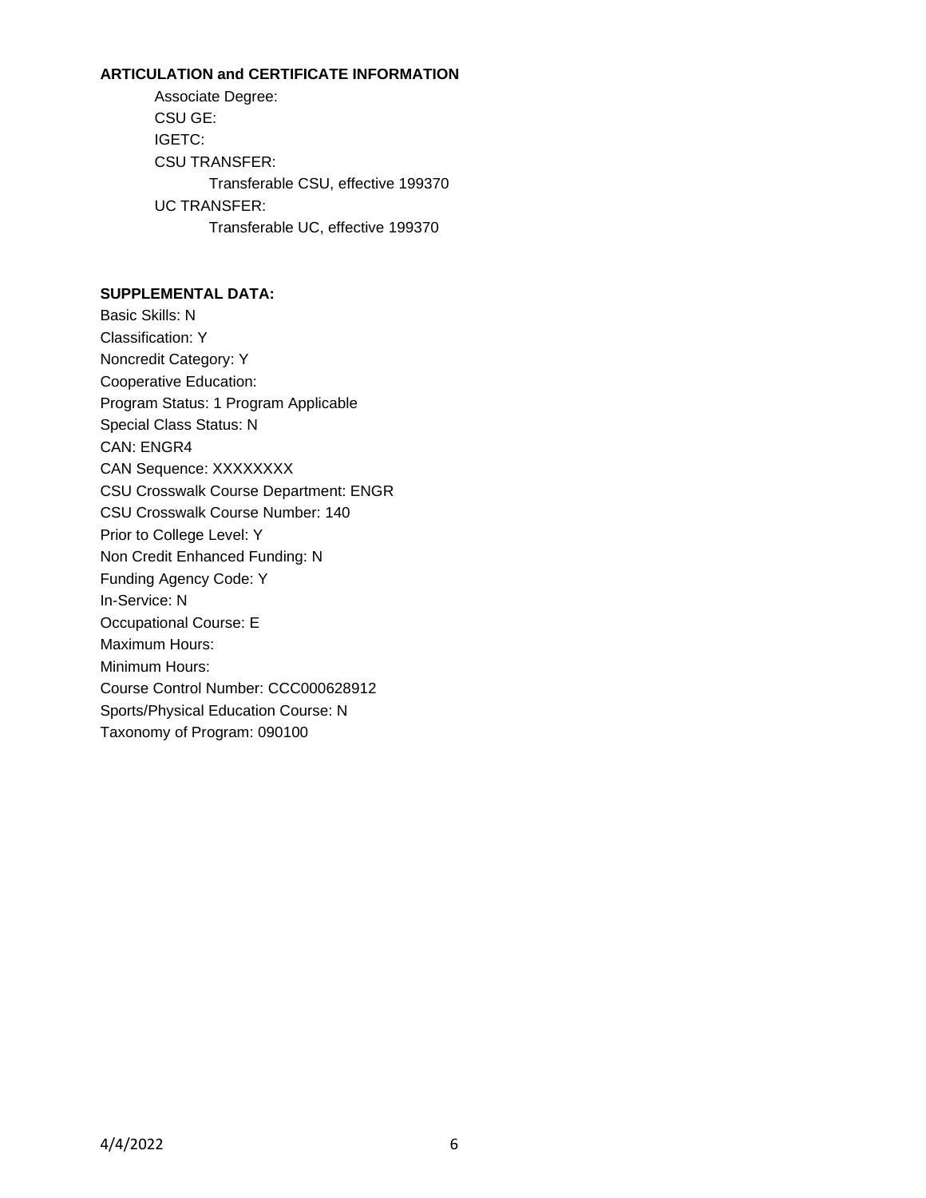**ARTICULATION and CERTIFICATE INFORMATION**

Associate Degree:

CSU GE:

IGETC:

CSU TRANSFER:

Transferable CSU, effective 199370

UC TRANSFER:

Transferable UC, effective 199370

**SUPPLEMENTAL DATA:**

Basic Skills: N

Classification: Y

Noncredit Category: Y

Cooperative Education:

Program Status: 1 Program Applicable

Special Class Status: N

CAN: ENGR4

CAN Sequence: XXXXXXXX

CSU Crosswalk Course Department: ENGR

CSU Crosswalk Course Number: 140

Prior to College Level: Y

Non Credit Enhanced Funding: N

Funding Agency Code: Y

In-Service: N

Occupational Course: E

Maximum Hours:

Minimum Hours:

Course Control Number: CCC000628912

Sports/Physical Education Course: N

Taxonomy of Program: 090100